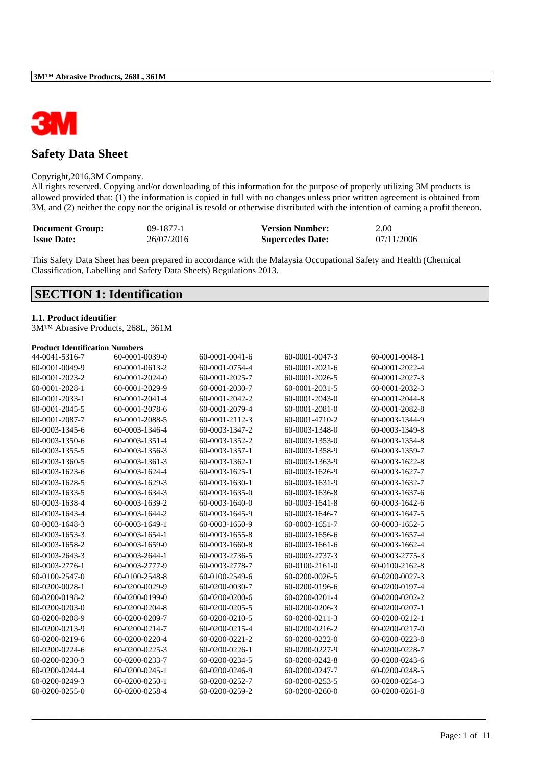# Safety Data Sheet

Copyright,2016,3M Company.
All rights reserved. Copying and/or downloading of this information for the purpose of properly utilizing 3M products is allowed provided that: (1) the information is copied in full with no changes unless prior written agreement is obtained from 3M, and (2) neither the copy nor the original is resold or otherwise distributed with the intention of earning a profit thereon.

| | | | |
|---|---|---|---|
| **Document Group:** | 09-1877-1 | **Version Number:** | 2.00 |
| **Issue Date:** | 26/07/2016 | **Supercedes Date:** | 07/11/2006 |

This Safety Data Sheet has been prepared in accordance with the Malaysia Occupational Safety and Health (Chemical Classification, Labelling and Safety Data Sheets) Regulations 2013.

## SECTION 1: Identification

### 1.1. Product identifier

3M™ Abrasive Products, 268L, 361M

**Product Identification Numbers**

| | | | | |
|---|---|---|---|---|
| 44-0041-5316-7 | 60-0001-0039-0 | 60-0001-0041-6 | 60-0001-0047-3 | 60-0001-0048-1 |
| 60-0001-0049-9 | 60-0001-0613-2 | 60-0001-0754-4 | 60-0001-2021-6 | 60-0001-2022-4 |
| 60-0001-2023-2 | 60-0001-2024-0 | 60-0001-2025-7 | 60-0001-2026-5 | 60-0001-2027-3 |
| 60-0001-2028-1 | 60-0001-2029-9 | 60-0001-2030-7 | 60-0001-2031-5 | 60-0001-2032-3 |
| 60-0001-2033-1 | 60-0001-2041-4 | 60-0001-2042-2 | 60-0001-2043-0 | 60-0001-2044-8 |
| 60-0001-2045-5 | 60-0001-2078-6 | 60-0001-2079-4 | 60-0001-2081-0 | 60-0001-2082-8 |
| 60-0001-2087-7 | 60-0001-2088-5 | 60-0001-2112-3 | 60-0001-4710-2 | 60-0003-1344-9 |
| 60-0003-1345-6 | 60-0003-1346-4 | 60-0003-1347-2 | 60-0003-1348-0 | 60-0003-1349-8 |
| 60-0003-1350-6 | 60-0003-1351-4 | 60-0003-1352-2 | 60-0003-1353-0 | 60-0003-1354-8 |
| 60-0003-1355-5 | 60-0003-1356-3 | 60-0003-1357-1 | 60-0003-1358-9 | 60-0003-1359-7 |
| 60-0003-1360-5 | 60-0003-1361-3 | 60-0003-1362-1 | 60-0003-1363-9 | 60-0003-1622-8 |
| 60-0003-1623-6 | 60-0003-1624-4 | 60-0003-1625-1 | 60-0003-1626-9 | 60-0003-1627-7 |
| 60-0003-1628-5 | 60-0003-1629-3 | 60-0003-1630-1 | 60-0003-1631-9 | 60-0003-1632-7 |
| 60-0003-1633-5 | 60-0003-1634-3 | 60-0003-1635-0 | 60-0003-1636-8 | 60-0003-1637-6 |
| 60-0003-1638-4 | 60-0003-1639-2 | 60-0003-1640-0 | 60-0003-1641-8 | 60-0003-1642-6 |
| 60-0003-1643-4 | 60-0003-1644-2 | 60-0003-1645-9 | 60-0003-1646-7 | 60-0003-1647-5 |
| 60-0003-1648-3 | 60-0003-1649-1 | 60-0003-1650-9 | 60-0003-1651-7 | 60-0003-1652-5 |
| 60-0003-1653-3 | 60-0003-1654-1 | 60-0003-1655-8 | 60-0003-1656-6 | 60-0003-1657-4 |
| 60-0003-1658-2 | 60-0003-1659-0 | 60-0003-1660-8 | 60-0003-1661-6 | 60-0003-1662-4 |
| 60-0003-2643-3 | 60-0003-2644-1 | 60-0003-2736-5 | 60-0003-2737-3 | 60-0003-2775-3 |
| 60-0003-2776-1 | 60-0003-2777-9 | 60-0003-2778-7 | 60-0100-2161-0 | 60-0100-2162-8 |
| 60-0100-2547-0 | 60-0100-2548-8 | 60-0100-2549-6 | 60-0200-0026-5 | 60-0200-0027-3 |
| 60-0200-0028-1 | 60-0200-0029-9 | 60-0200-0030-7 | 60-0200-0196-6 | 60-0200-0197-4 |
| 60-0200-0198-2 | 60-0200-0199-0 | 60-0200-0200-6 | 60-0200-0201-4 | 60-0200-0202-2 |
| 60-0200-0203-0 | 60-0200-0204-8 | 60-0200-0205-5 | 60-0200-0206-3 | 60-0200-0207-1 |
| 60-0200-0208-9 | 60-0200-0209-7 | 60-0200-0210-5 | 60-0200-0211-3 | 60-0200-0212-1 |
| 60-0200-0213-9 | 60-0200-0214-7 | 60-0200-0215-4 | 60-0200-0216-2 | 60-0200-0217-0 |
| 60-0200-0219-6 | 60-0200-0220-4 | 60-0200-0221-2 | 60-0200-0222-0 | 60-0200-0223-8 |
| 60-0200-0224-6 | 60-0200-0225-3 | 60-0200-0226-1 | 60-0200-0227-9 | 60-0200-0228-7 |
| 60-0200-0230-3 | 60-0200-0233-7 | 60-0200-0234-5 | 60-0200-0242-8 | 60-0200-0243-6 |
| 60-0200-0244-4 | 60-0200-0245-1 | 60-0200-0246-9 | 60-0200-0247-7 | 60-0200-0248-5 |
| 60-0200-0249-3 | 60-0200-0250-1 | 60-0200-0252-7 | 60-0200-0253-5 | 60-0200-0254-3 |
| 60-0200-0255-0 | 60-0200-0258-4 | 60-0200-0259-2 | 60-0200-0260-0 | 60-0200-0261-8 |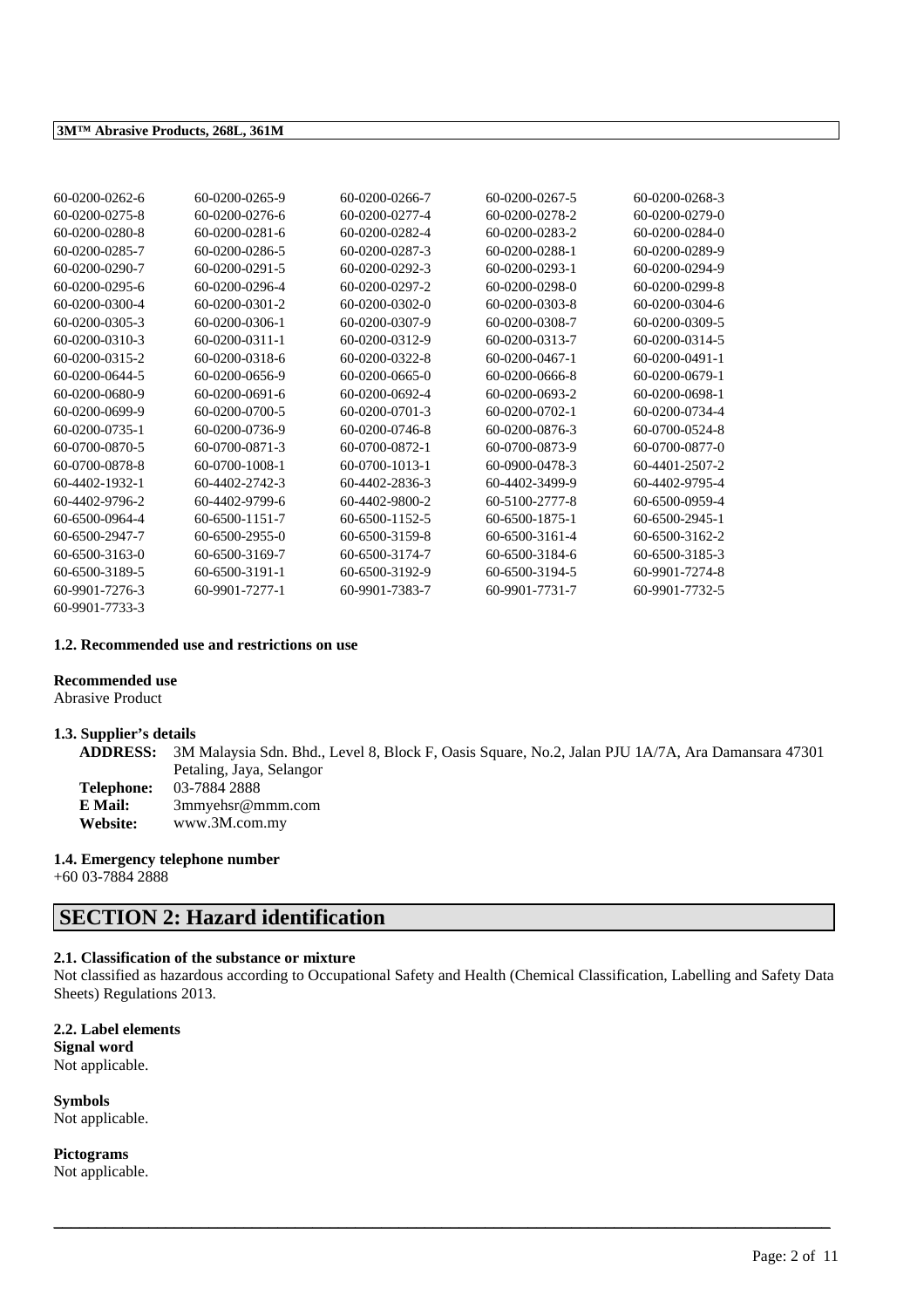| | | | | |
|---|---|---|---|---|
| 60-0200-0262-6 | 60-0200-0265-9 | 60-0200-0266-7 | 60-0200-0267-5 | 60-0200-0268-3 |
| 60-0200-0275-8 | 60-0200-0276-6 | 60-0200-0277-4 | 60-0200-0278-2 | 60-0200-0279-0 |
| 60-0200-0280-8 | 60-0200-0281-6 | 60-0200-0282-4 | 60-0200-0283-2 | 60-0200-0284-0 |
| 60-0200-0285-7 | 60-0200-0286-5 | 60-0200-0287-3 | 60-0200-0288-1 | 60-0200-0289-9 |
| 60-0200-0290-7 | 60-0200-0291-5 | 60-0200-0292-3 | 60-0200-0293-1 | 60-0200-0294-9 |
| 60-0200-0295-6 | 60-0200-0296-4 | 60-0200-0297-2 | 60-0200-0298-0 | 60-0200-0299-8 |
| 60-0200-0300-4 | 60-0200-0301-2 | 60-0200-0302-0 | 60-0200-0303-8 | 60-0200-0304-6 |
| 60-0200-0305-3 | 60-0200-0306-1 | 60-0200-0307-9 | 60-0200-0308-7 | 60-0200-0309-5 |
| 60-0200-0310-3 | 60-0200-0311-1 | 60-0200-0312-9 | 60-0200-0313-7 | 60-0200-0314-5 |
| 60-0200-0315-2 | 60-0200-0318-6 | 60-0200-0322-8 | 60-0200-0467-1 | 60-0200-0491-1 |
| 60-0200-0644-5 | 60-0200-0656-9 | 60-0200-0665-0 | 60-0200-0666-8 | 60-0200-0679-1 |
| 60-0200-0680-9 | 60-0200-0691-6 | 60-0200-0692-4 | 60-0200-0693-2 | 60-0200-0698-1 |
| 60-0200-0699-9 | 60-0200-0700-5 | 60-0200-0701-3 | 60-0200-0702-1 | 60-0200-0734-4 |
| 60-0200-0735-1 | 60-0200-0736-9 | 60-0200-0746-8 | 60-0200-0876-3 | 60-0700-0524-8 |
| 60-0700-0870-5 | 60-0700-0871-3 | 60-0700-0872-1 | 60-0700-0873-9 | 60-0700-0877-0 |
| 60-0700-0878-8 | 60-0700-1008-1 | 60-0700-1013-1 | 60-0900-0478-3 | 60-4401-2507-2 |
| 60-4402-1932-1 | 60-4402-2742-3 | 60-4402-2836-3 | 60-4402-3499-9 | 60-4402-9795-4 |
| 60-4402-9796-2 | 60-4402-9799-6 | 60-4402-9800-2 | 60-5100-2777-8 | 60-6500-0959-4 |
| 60-6500-0964-4 | 60-6500-1151-7 | 60-6500-1152-5 | 60-6500-1875-1 | 60-6500-2945-1 |
| 60-6500-2947-7 | 60-6500-2955-0 | 60-6500-3159-8 | 60-6500-3161-4 | 60-6500-3162-2 |
| 60-6500-3163-0 | 60-6500-3169-7 | 60-6500-3174-7 | 60-6500-3184-6 | 60-6500-3185-3 |
| 60-6500-3189-5 | 60-6500-3191-1 | 60-6500-3192-9 | 60-6500-3194-5 | 60-9901-7274-8 |
| 60-9901-7276-3 | 60-9901-7277-1 | 60-9901-7383-7 | 60-9901-7731-7 | 60-9901-7732-5 |
| 60-9901-7733-3 | | | | |

### 1.2. Recommended use and restrictions on use

**Recommended use**
Abrasive Product

### 1.3. Supplier's details

**ADDRESS:** 3M Malaysia Sdn. Bhd., Level 8, Block F, Oasis Square, No.2, Jalan PJU 1A/7A, Ara Damansara 47301 Petaling, Jaya, Selangor
**Telephone:** 03-7884 2888
**E Mail:** 3mmyehsr@mmm.com
**Website:** www.3M.com.my

### 1.4. Emergency telephone number

+60 03-7884 2888

## SECTION 2: Hazard identification

### 2.1. Classification of the substance or mixture

Not classified as hazardous according to Occupational Safety and Health (Chemical Classification, Labelling and Safety Data Sheets) Regulations 2013.

### 2.2. Label elements

**Signal word**
Not applicable.

**Symbols**
Not applicable.

**Pictograms**
Not applicable.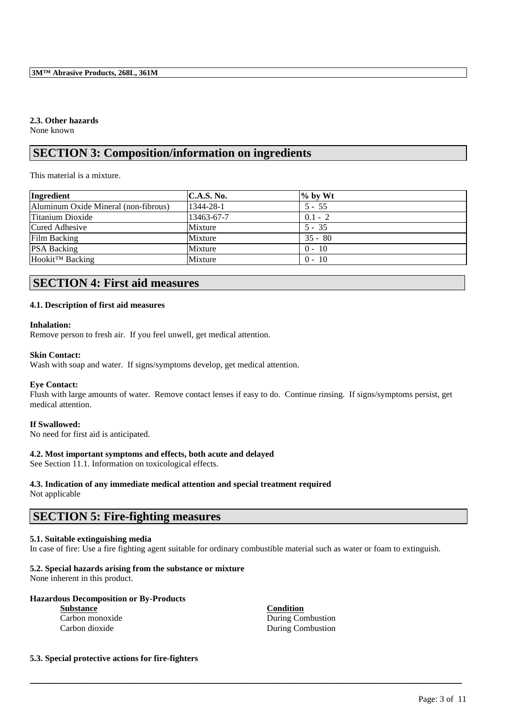### 2.3. Other hazards

None known

## SECTION 3: Composition/information on ingredients

This material is a mixture.

| Ingredient | C.A.S. No. | % by Wt |
|---|---|---|
| Aluminum Oxide Mineral (non-fibrous) | 1344-28-1 | 5 - 55 |
| Titanium Dioxide | 13463-67-7 | 0.1 - 2 |
| Cured Adhesive | Mixture | 5 - 35 |
| Film Backing | Mixture | 35 - 80 |
| PSA Backing | Mixture | 0 - 10 |
| Hookit™ Backing | Mixture | 0 - 10 |

## SECTION 4: First aid measures

### 4.1. Description of first aid measures

**Inhalation:**
Remove person to fresh air. If you feel unwell, get medical attention.

**Skin Contact:**
Wash with soap and water. If signs/symptoms develop, get medical attention.

**Eye Contact:**
Flush with large amounts of water. Remove contact lenses if easy to do. Continue rinsing. If signs/symptoms persist, get medical attention.

**If Swallowed:**
No need for first aid is anticipated.

### 4.2. Most important symptoms and effects, both acute and delayed

See Section 11.1. Information on toxicological effects.

### 4.3. Indication of any immediate medical attention and special treatment required

Not applicable

## SECTION 5: Fire-fighting measures

### 5.1. Suitable extinguishing media

In case of fire: Use a fire fighting agent suitable for ordinary combustible material such as water or foam to extinguish.

### 5.2. Special hazards arising from the substance or mixture

None inherent in this product.

**Hazardous Decomposition or By-Products**

| Substance | Condition |
|---|---|
| Carbon monoxide | During Combustion |
| Carbon dioxide | During Combustion |

### 5.3. Special protective actions for fire-fighters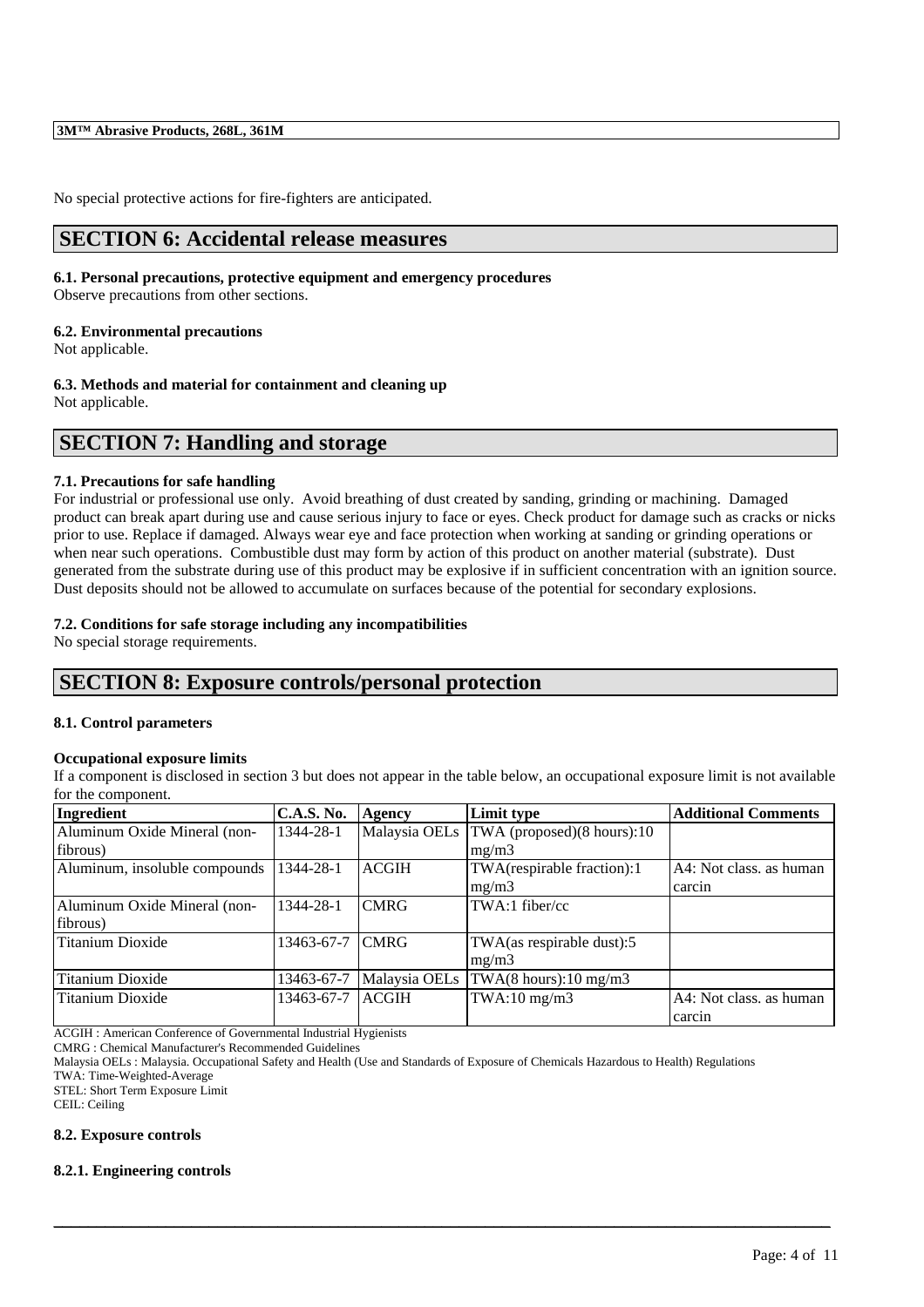No special protective actions for fire-fighters are anticipated.

## SECTION 6: Accidental release measures

### 6.1. Personal precautions, protective equipment and emergency procedures

Observe precautions from other sections.

### 6.2. Environmental precautions

Not applicable.

### 6.3. Methods and material for containment and cleaning up

Not applicable.

## SECTION 7: Handling and storage

### 7.1. Precautions for safe handling

For industrial or professional use only. Avoid breathing of dust created by sanding, grinding or machining. Damaged product can break apart during use and cause serious injury to face or eyes. Check product for damage such as cracks or nicks prior to use. Replace if damaged. Always wear eye and face protection when working at sanding or grinding operations or when near such operations. Combustible dust may form by action of this product on another material (substrate). Dust generated from the substrate during use of this product may be explosive if in sufficient concentration with an ignition source. Dust deposits should not be allowed to accumulate on surfaces because of the potential for secondary explosions.

### 7.2. Conditions for safe storage including any incompatibilities

No special storage requirements.

## SECTION 8: Exposure controls/personal protection

### 8.1. Control parameters

**Occupational exposure limits**

If a component is disclosed in section 3 but does not appear in the table below, an occupational exposure limit is not available for the component.

| Ingredient | C.A.S. No. | Agency | Limit type | Additional Comments |
|---|---|---|---|---|
| Aluminum Oxide Mineral (non-fibrous) | 1344-28-1 | Malaysia OELs | TWA (proposed)(8 hours):10 mg/m3 | |
| Aluminum, insoluble compounds | 1344-28-1 | ACGIH | TWA(respirable fraction):1 mg/m3 | A4: Not class. as human carcin |
| Aluminum Oxide Mineral (non-fibrous) | 1344-28-1 | CMRG | TWA:1 fiber/cc | |
| Titanium Dioxide | 13463-67-7 | CMRG | TWA(as respirable dust):5 mg/m3 | |
| Titanium Dioxide | 13463-67-7 | Malaysia OELs | TWA(8 hours):10 mg/m3 | |
| Titanium Dioxide | 13463-67-7 | ACGIH | TWA:10 mg/m3 | A4: Not class. as human carcin |

ACGIH : American Conference of Governmental Industrial Hygienists
CMRG : Chemical Manufacturer's Recommended Guidelines
Malaysia OELs : Malaysia. Occupational Safety and Health (Use and Standards of Exposure of Chemicals Hazardous to Health) Regulations
TWA: Time-Weighted-Average
STEL: Short Term Exposure Limit
CEIL: Ceiling

### 8.2. Exposure controls

#### 8.2.1. Engineering controls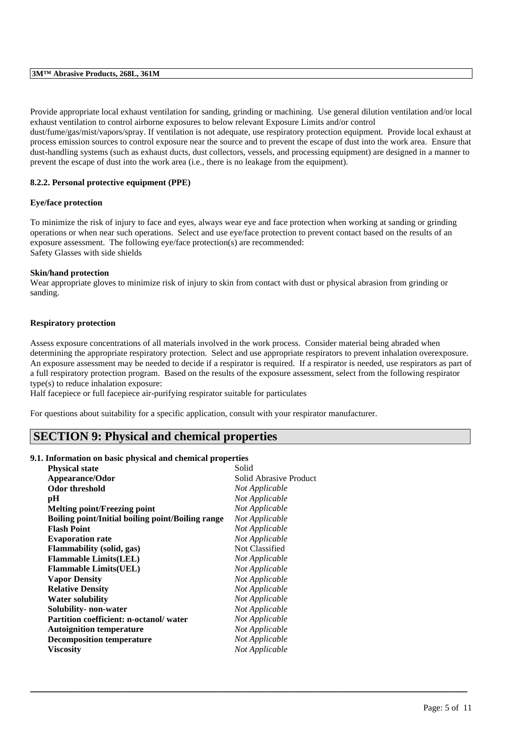Provide appropriate local exhaust ventilation for sanding, grinding or machining. Use general dilution ventilation and/or local exhaust ventilation to control airborne exposures to below relevant Exposure Limits and/or control dust/fume/gas/mist/vapors/spray. If ventilation is not adequate, use respiratory protection equipment. Provide local exhaust at process emission sources to control exposure near the source and to prevent the escape of dust into the work area. Ensure that dust-handling systems (such as exhaust ducts, dust collectors, vessels, and processing equipment) are designed in a manner to prevent the escape of dust into the work area (i.e., there is no leakage from the equipment).

### 8.2.2. Personal protective equipment (PPE)

**Eye/face protection**

To minimize the risk of injury to face and eyes, always wear eye and face protection when working at sanding or grinding operations or when near such operations. Select and use eye/face protection to prevent contact based on the results of an exposure assessment. The following eye/face protection(s) are recommended:
Safety Glasses with side shields

**Skin/hand protection**

Wear appropriate gloves to minimize risk of injury to skin from contact with dust or physical abrasion from grinding or sanding.

**Respiratory protection**

Assess exposure concentrations of all materials involved in the work process. Consider material being abraded when determining the appropriate respiratory protection. Select and use appropriate respirators to prevent inhalation overexposure. An exposure assessment may be needed to decide if a respirator is required. If a respirator is needed, use respirators as part of a full respiratory protection program. Based on the results of the exposure assessment, select from the following respirator type(s) to reduce inhalation exposure:
Half facepiece or full facepiece air-purifying respirator suitable for particulates

For questions about suitability for a specific application, consult with your respirator manufacturer.

## SECTION 9: Physical and chemical properties

### 9.1. Information on basic physical and chemical properties

| | |
|---|---|
| **Physical state** | Solid |
| **Appearance/Odor** | Solid Abrasive Product |
| **Odor threshold** | *Not Applicable* |
| **pH** | *Not Applicable* |
| **Melting point/Freezing point** | *Not Applicable* |
| **Boiling point/Initial boiling point/Boiling range** | *Not Applicable* |
| **Flash Point** | *Not Applicable* |
| **Evaporation rate** | *Not Applicable* |
| **Flammability (solid, gas)** | Not Classified |
| **Flammable Limits(LEL)** | *Not Applicable* |
| **Flammable Limits(UEL)** | *Not Applicable* |
| **Vapor Density** | *Not Applicable* |
| **Relative Density** | *Not Applicable* |
| **Water solubility** | *Not Applicable* |
| **Solubility- non-water** | *Not Applicable* |
| **Partition coefficient: n-octanol/ water** | *Not Applicable* |
| **Autoignition temperature** | *Not Applicable* |
| **Decomposition temperature** | *Not Applicable* |
| **Viscosity** | *Not Applicable* |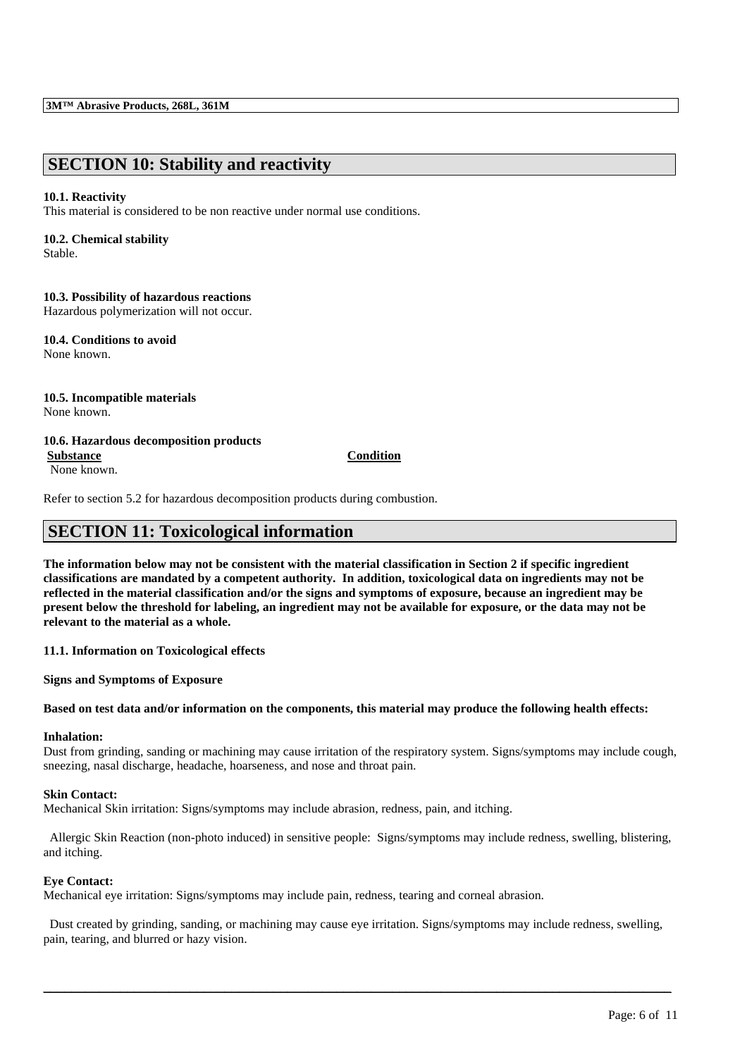## SECTION 10: Stability and reactivity

**10.1. Reactivity**
This material is considered to be non reactive under normal use conditions.

**10.2. Chemical stability**
Stable.

**10.3. Possibility of hazardous reactions**
Hazardous polymerization will not occur.

**10.4. Conditions to avoid**
None known.

**10.5. Incompatible materials**
None known.

**10.6. Hazardous decomposition products**

| Substance | Condition |
|---|---|
| None known. | |

Refer to section 5.2 for hazardous decomposition products during combustion.

## SECTION 11: Toxicological information

**The information below may not be consistent with the material classification in Section 2 if specific ingredient classifications are mandated by a competent authority. In addition, toxicological data on ingredients may not be reflected in the material classification and/or the signs and symptoms of exposure, because an ingredient may be present below the threshold for labeling, an ingredient may not be available for exposure, or the data may not be relevant to the material as a whole.**

**11.1. Information on Toxicological effects**

**Signs and Symptoms of Exposure**

**Based on test data and/or information on the components, this material may produce the following health effects:**

**Inhalation:**
Dust from grinding, sanding or machining may cause irritation of the respiratory system. Signs/symptoms may include cough, sneezing, nasal discharge, headache, hoarseness, and nose and throat pain.

**Skin Contact:**
Mechanical Skin irritation: Signs/symptoms may include abrasion, redness, pain, and itching.

Allergic Skin Reaction (non-photo induced) in sensitive people: Signs/symptoms may include redness, swelling, blistering, and itching.

**Eye Contact:**
Mechanical eye irritation: Signs/symptoms may include pain, redness, tearing and corneal abrasion.

Dust created by grinding, sanding, or machining may cause eye irritation. Signs/symptoms may include redness, swelling, pain, tearing, and blurred or hazy vision.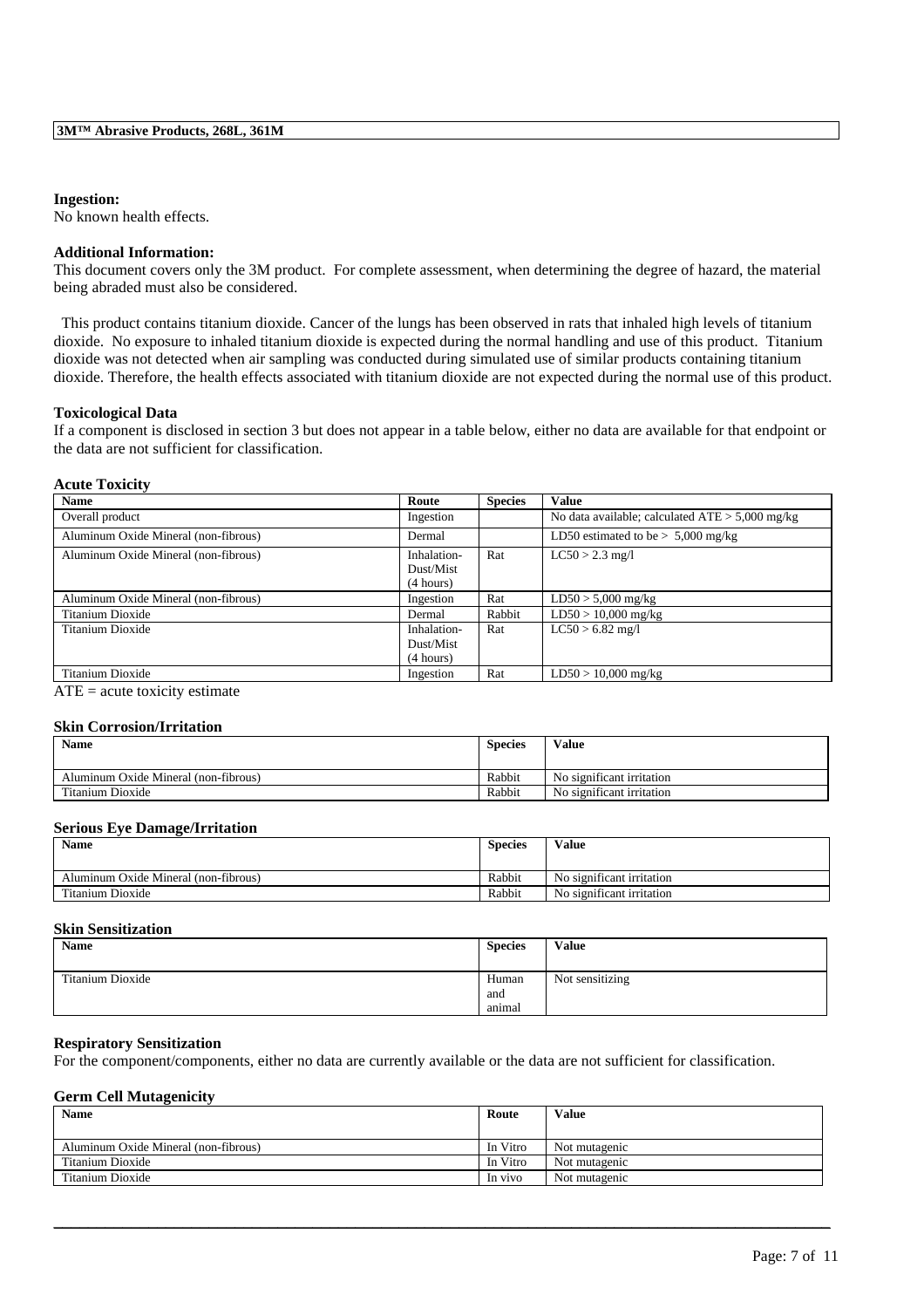**Ingestion:**
No known health effects.

**Additional Information:**
This document covers only the 3M product. For complete assessment, when determining the degree of hazard, the material being abraded must also be considered.

This product contains titanium dioxide. Cancer of the lungs has been observed in rats that inhaled high levels of titanium dioxide. No exposure to inhaled titanium dioxide is expected during the normal handling and use of this product. Titanium dioxide was not detected when air sampling was conducted during simulated use of similar products containing titanium dioxide. Therefore, the health effects associated with titanium dioxide are not expected during the normal use of this product.

**Toxicological Data**
If a component is disclosed in section 3 but does not appear in a table below, either no data are available for that endpoint or the data are not sufficient for classification.

**Acute Toxicity**

| Name | Route | Species | Value |
|---|---|---|---|
| Overall product | Ingestion | | No data available; calculated ATE > 5,000 mg/kg |
| Aluminum Oxide Mineral (non-fibrous) | Dermal | | LD50 estimated to be > 5,000 mg/kg |
| Aluminum Oxide Mineral (non-fibrous) | Inhalation-Dust/Mist (4 hours) | Rat | LC50 > 2.3 mg/l |
| Aluminum Oxide Mineral (non-fibrous) | Ingestion | Rat | LD50 > 5,000 mg/kg |
| Titanium Dioxide | Dermal | Rabbit | LD50 > 10,000 mg/kg |
| Titanium Dioxide | Inhalation-Dust/Mist (4 hours) | Rat | LC50 > 6.82 mg/l |
| Titanium Dioxide | Ingestion | Rat | LD50 > 10,000 mg/kg |

ATE = acute toxicity estimate

**Skin Corrosion/Irritation**

| Name | Species | Value |
|---|---|---|
| Aluminum Oxide Mineral (non-fibrous) | Rabbit | No significant irritation |
| Titanium Dioxide | Rabbit | No significant irritation |

**Serious Eye Damage/Irritation**

| Name | Species | Value |
|---|---|---|
| Aluminum Oxide Mineral (non-fibrous) | Rabbit | No significant irritation |
| Titanium Dioxide | Rabbit | No significant irritation |

**Skin Sensitization**

| Name | Species | Value |
|---|---|---|
| Titanium Dioxide | Human and animal | Not sensitizing |

**Respiratory Sensitization**
For the component/components, either no data are currently available or the data are not sufficient for classification.

**Germ Cell Mutagenicity**

| Name | Route | Value |
|---|---|---|
| Aluminum Oxide Mineral (non-fibrous) | In Vitro | Not mutagenic |
| Titanium Dioxide | In Vitro | Not mutagenic |
| Titanium Dioxide | In vivo | Not mutagenic |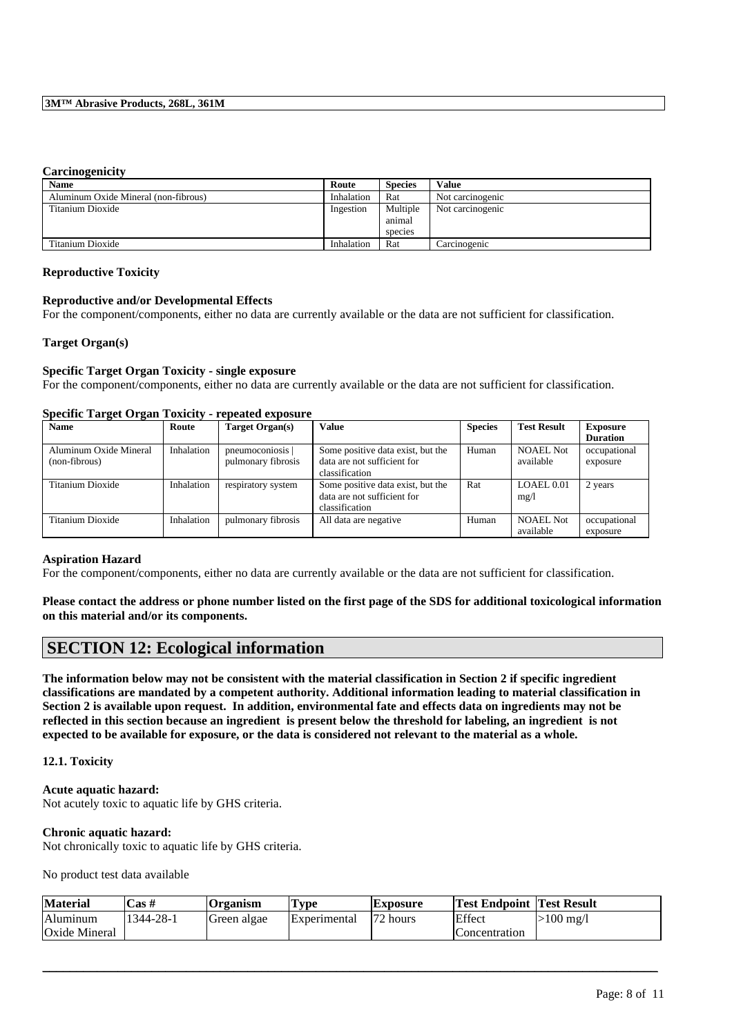### Carcinogenicity

| Name | Route | Species | Value |
| --- | --- | --- | --- |
| Aluminum Oxide Mineral (non-fibrous) | Inhalation | Rat | Not carcinogenic |
| Titanium Dioxide | Ingestion | Multiple animal species | Not carcinogenic |
| Titanium Dioxide | Inhalation | Rat | Carcinogenic |

### Reproductive Toxicity

**Reproductive and/or Developmental Effects**

For the component/components, either no data are currently available or the data are not sufficient for classification.

### Target Organ(s)

**Specific Target Organ Toxicity - single exposure**

For the component/components, either no data are currently available or the data are not sufficient for classification.

**Specific Target Organ Toxicity - repeated exposure**

| Name | Route | Target Organ(s) | Value | Species | Test Result | Exposure Duration |
| --- | --- | --- | --- | --- | --- | --- |
| Aluminum Oxide Mineral (non-fibrous) | Inhalation | pneumoconiosis \| pulmonary fibrosis | Some positive data exist, but the data are not sufficient for classification | Human | NOAEL Not available | occupational exposure |
| Titanium Dioxide | Inhalation | respiratory system | Some positive data exist, but the data are not sufficient for classification | Rat | LOAEL 0.01 mg/l | 2 years |
| Titanium Dioxide | Inhalation | pulmonary fibrosis | All data are negative | Human | NOAEL Not available | occupational exposure |

### Aspiration Hazard

For the component/components, either no data are currently available or the data are not sufficient for classification.

**Please contact the address or phone number listed on the first page of the SDS for additional toxicological information on this material and/or its components.**

## SECTION 12: Ecological information

**The information below may not be consistent with the material classification in Section 2 if specific ingredient classifications are mandated by a competent authority. Additional information leading to material classification in Section 2 is available upon request. In addition, environmental fate and effects data on ingredients may not be reflected in this section because an ingredient is present below the threshold for labeling, an ingredient is not expected to be available for exposure, or the data is considered not relevant to the material as a whole.**

### 12.1. Toxicity

**Acute aquatic hazard:**

Not acutely toxic to aquatic life by GHS criteria.

**Chronic aquatic hazard:**

Not chronically toxic to aquatic life by GHS criteria.

No product test data available

| Material | Cas # | Organism | Type | Exposure | Test Endpoint | Test Result |
| --- | --- | --- | --- | --- | --- | --- |
| Aluminum Oxide Mineral | 1344-28-1 | Green algae | Experimental | 72 hours | Effect Concentration | >100 mg/l |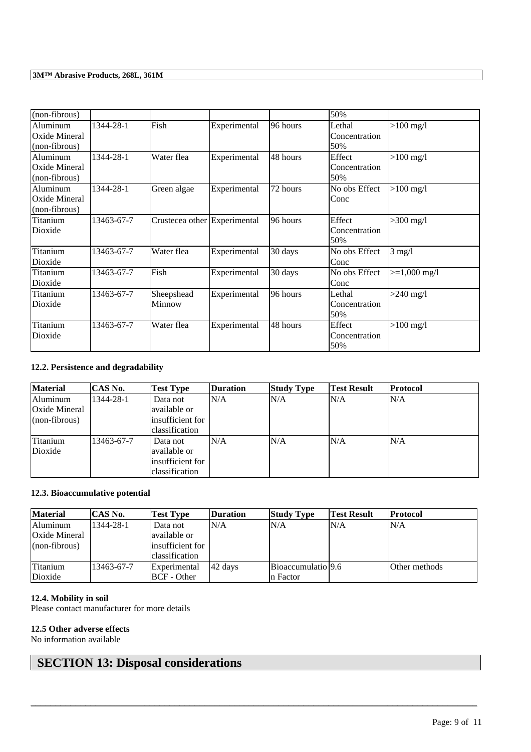| (non-fibrous) | | | | | 50% | |
|---|---|---|---|---|---|---|
| Aluminum Oxide Mineral (non-fibrous) | 1344-28-1 | Fish | Experimental | 96 hours | Lethal Concentration 50% | >100 mg/l |
| Aluminum Oxide Mineral (non-fibrous) | 1344-28-1 | Water flea | Experimental | 48 hours | Effect Concentration 50% | >100 mg/l |
| Aluminum Oxide Mineral (non-fibrous) | 1344-28-1 | Green algae | Experimental | 72 hours | No obs Effect Conc | >100 mg/l |
| Titanium Dioxide | 13463-67-7 | Crustecea other | Experimental | 96 hours | Effect Concentration 50% | >300 mg/l |
| Titanium Dioxide | 13463-67-7 | Water flea | Experimental | 30 days | No obs Effect Conc | 3 mg/l |
| Titanium Dioxide | 13463-67-7 | Fish | Experimental | 30 days | No obs Effect Conc | >=1,000 mg/l |
| Titanium Dioxide | 13463-67-7 | Sheepshead Minnow | Experimental | 96 hours | Lethal Concentration 50% | >240 mg/l |
| Titanium Dioxide | 13463-67-7 | Water flea | Experimental | 48 hours | Effect Concentration 50% | >100 mg/l |

### 12.2. Persistence and degradability

| Material | CAS No. | Test Type | Duration | Study Type | Test Result | Protocol |
|---|---|---|---|---|---|---|
| Aluminum Oxide Mineral (non-fibrous) | 1344-28-1 | Data not available or insufficient for classification | N/A | N/A | N/A | N/A |
| Titanium Dioxide | 13463-67-7 | Data not available or insufficient for classification | N/A | N/A | N/A | N/A |

### 12.3. Bioaccumulative potential

| Material | CAS No. | Test Type | Duration | Study Type | Test Result | Protocol |
|---|---|---|---|---|---|---|
| Aluminum Oxide Mineral (non-fibrous) | 1344-28-1 | Data not available or insufficient for classification | N/A | N/A | N/A | N/A |
| Titanium Dioxide | 13463-67-7 | Experimental BCF - Other | 42 days | Bioaccumulation Factor | 9.6 | Other methods |

### 12.4. Mobility in soil

Please contact manufacturer for more details

### 12.5 Other adverse effects

No information available

## SECTION 13: Disposal considerations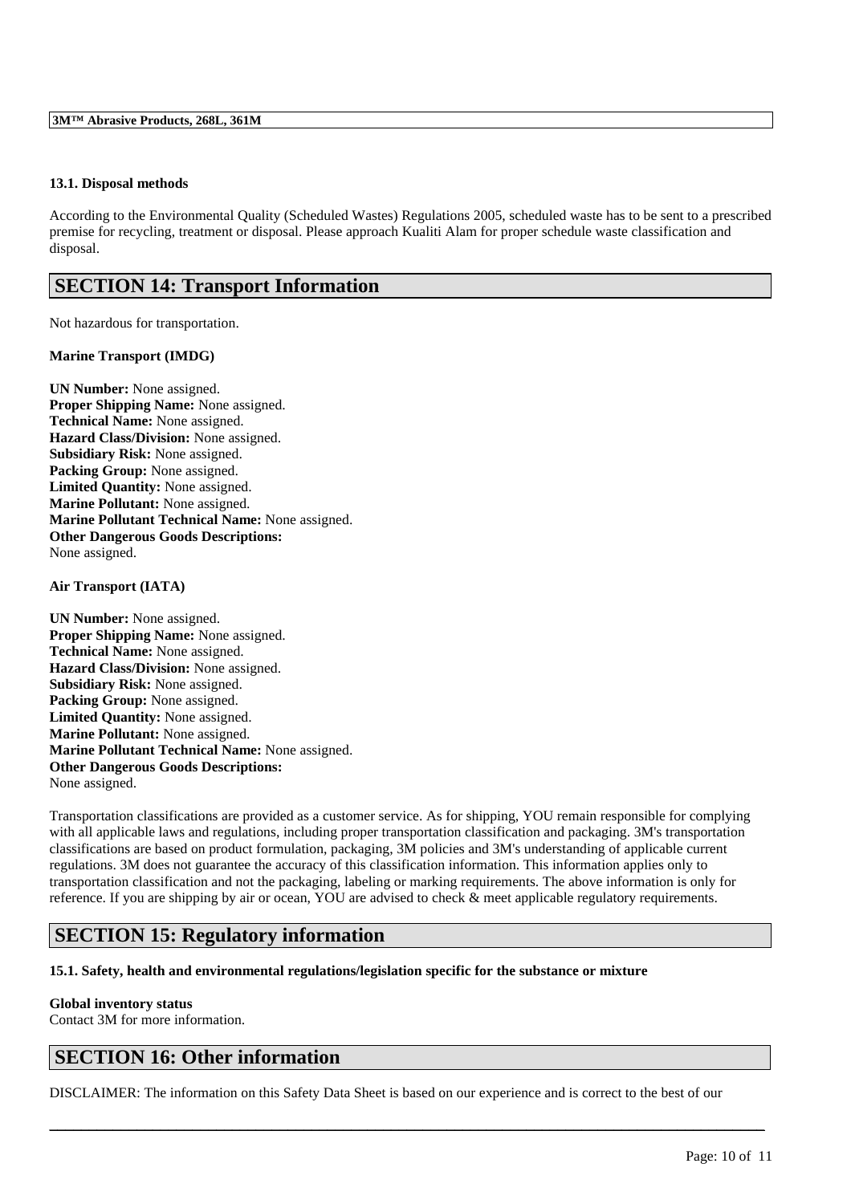### 13.1. Disposal methods

According to the Environmental Quality (Scheduled Wastes) Regulations 2005, scheduled waste has to be sent to a prescribed premise for recycling, treatment or disposal. Please approach Kualiti Alam for proper schedule waste classification and disposal.

## SECTION 14: Transport Information

Not hazardous for transportation.

**Marine Transport (IMDG)**

**UN Number:** None assigned.
**Proper Shipping Name:** None assigned.
**Technical Name:** None assigned.
**Hazard Class/Division:** None assigned.
**Subsidiary Risk:** None assigned.
**Packing Group:** None assigned.
**Limited Quantity:** None assigned.
**Marine Pollutant:** None assigned.
**Marine Pollutant Technical Name:** None assigned.
**Other Dangerous Goods Descriptions:**
None assigned.

**Air Transport (IATA)**

**UN Number:** None assigned.
**Proper Shipping Name:** None assigned.
**Technical Name:** None assigned.
**Hazard Class/Division:** None assigned.
**Subsidiary Risk:** None assigned.
**Packing Group:** None assigned.
**Limited Quantity:** None assigned.
**Marine Pollutant:** None assigned.
**Marine Pollutant Technical Name:** None assigned.
**Other Dangerous Goods Descriptions:**
None assigned.

Transportation classifications are provided as a customer service. As for shipping, YOU remain responsible for complying with all applicable laws and regulations, including proper transportation classification and packaging. 3M's transportation classifications are based on product formulation, packaging, 3M policies and 3M's understanding of applicable current regulations. 3M does not guarantee the accuracy of this classification information. This information applies only to transportation classification and not the packaging, labeling or marking requirements. The above information is only for reference. If you are shipping by air or ocean, YOU are advised to check & meet applicable regulatory requirements.

## SECTION 15: Regulatory information

### 15.1. Safety, health and environmental regulations/legislation specific for the substance or mixture

**Global inventory status**
Contact 3M for more information.

## SECTION 16: Other information

DISCLAIMER: The information on this Safety Data Sheet is based on our experience and is correct to the best of our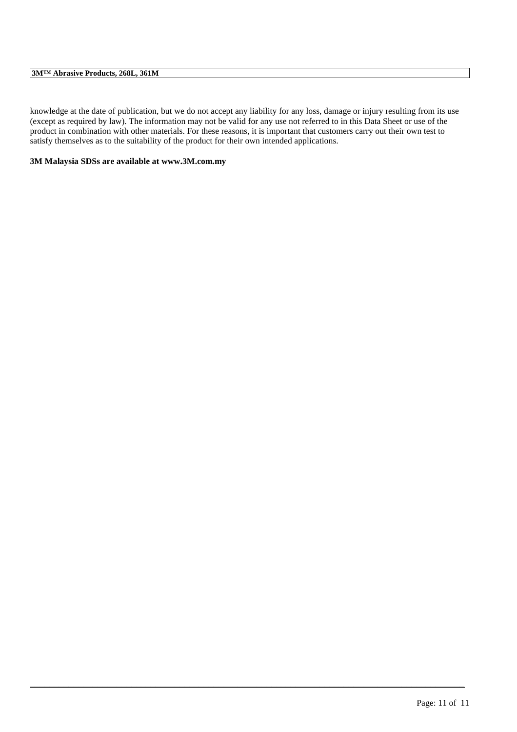knowledge at the date of publication, but we do not accept any liability for any loss, damage or injury resulting from its use (except as required by law). The information may not be valid for any use not referred to in this Data Sheet or use of the product in combination with other materials. For these reasons, it is important that customers carry out their own test to satisfy themselves as to the suitability of the product for their own intended applications.

**3M Malaysia SDSs are available at www.3M.com.my**